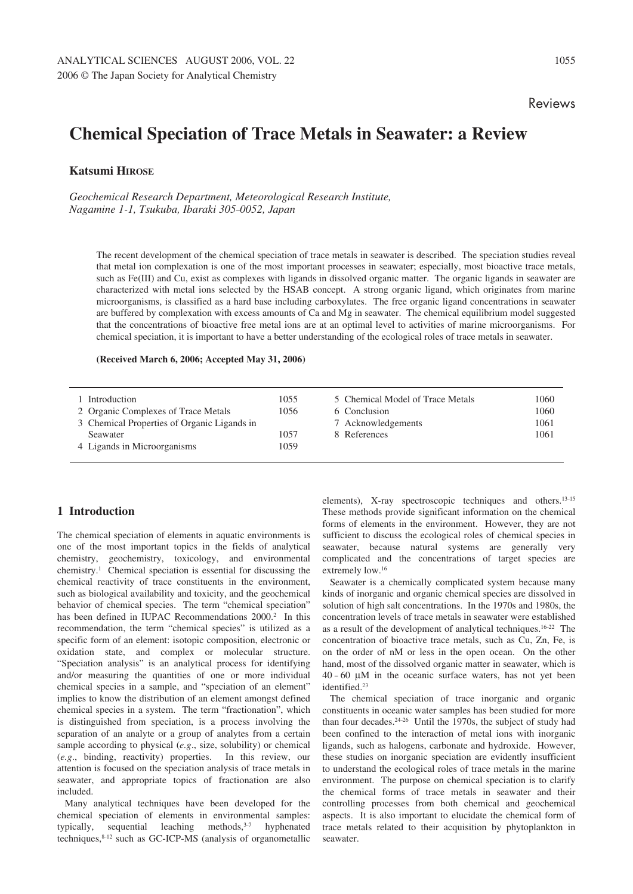Reviews

# Chemical Speciation of Trace Metals in Seawater: a Review

**Katsumi HIROSE**

*Geochemical Research Department, Meteorological Research Institute, Nagamine 1-1, Tsukuba, Ibaraki 305–0052, Japan*

The recent development of the chemical speciation of trace metals in seawater is described. The speciation studies reveal that metal ion complexation is one of the most important processes in seawater; especially, most bioactive trace metals, such as Fe(III) and Cu, exist as complexes with ligands in dissolved organic matter. The organic ligands in seawater are characterized with metal ions selected by the HSAB concept. A strong organic ligand, which originates from marine microorganisms, is classified as a hard base including carboxylates. The free organic ligand concentrations in seawater are buffered by complexation with excess amounts of Ca and Mg in seawater. The chemical equilibrium model suggested that the concentrations of bioactive free metal ions are at an optimal level to activities of marine microorganisms. For chemical speciation, it is important to have a better understanding of the ecological roles of trace metals in seawater.

**(Received March 6, 2006; Accepted May 31, 2006)**

| | | | |
|---|---|---|---|
| 1 Introduction | 1055 | 5 Chemical Model of Trace Metals | 1060 |
| 2 Organic Complexes of Trace Metals | 1056 | 6 Conclusion | 1060 |
| 3 Chemical Properties of Organic Ligands in Seawater | 1057 | 7 Acknowledgements | 1061 |
| 4 Ligands in Microorganisms | 1059 | 8 References | 1061 |

## 1 Introduction

The chemical speciation of elements in aquatic environments is one of the most important topics in the fields of analytical chemistry, geochemistry, toxicology, and environmental chemistry.[1] Chemical speciation is essential for discussing the chemical reactivity of trace constituents in the environment, such as biological availability and toxicity, and the geochemical behavior of chemical species. The term "chemical speciation" has been defined in IUPAC Recommendations 2000.[2] In this recommendation, the term "chemical species" is utilized as a specific form of an element: isotopic composition, electronic or oxidation state, and complex or molecular structure. "Speciation analysis" is an analytical process for identifying and/or measuring the quantities of one or more individual chemical species in a sample, and "speciation of an element" implies to know the distribution of an element amongst defined chemical species in a system. The term "fractionation", which is distinguished from speciation, is a process involving the separation of an analyte or a group of analytes from a certain sample according to physical (*e.g.*, size, solubility) or chemical (*e.g.*, binding, reactivity) properties. In this review, our attention is focused on the speciation analysis of trace metals in seawater, and appropriate topics of fractionation are also included.

Many analytical techniques have been developed for the chemical speciation of elements in environmental samples: typically, sequential leaching methods,[3-7] hyphenated techniques,[8-12] such as GC-ICP-MS (analysis of organometallic elements), X-ray spectroscopic techniques and others.[13-15] These methods provide significant information on the chemical forms of elements in the environment. However, they are not sufficient to discuss the ecological roles of chemical species in seawater, because natural systems are generally very complicated and the concentrations of target species are extremely low.[16]

Seawater is a chemically complicated system because many kinds of inorganic and organic chemical species are dissolved in solution of high salt concentrations. In the 1970s and 1980s, the concentration levels of trace metals in seawater were established as a result of the development of analytical techniques.[16-22] The concentration of bioactive trace metals, such as Cu, Zn, Fe, is on the order of nM or less in the open ocean. On the other hand, most of the dissolved organic matter in seawater, which is 40 – 60 μM in the oceanic surface waters, has not yet been identified.[23]

The chemical speciation of trace inorganic and organic constituents in oceanic water samples has been studied for more than four decades.[24-26] Until the 1970s, the subject of study had been confined to the interaction of metal ions with inorganic ligands, such as halogens, carbonate and hydroxide. However, these studies on inorganic speciation are evidently insufficient to understand the ecological roles of trace metals in the marine environment. The purpose on chemical speciation is to clarify the chemical forms of trace metals in seawater and their controlling processes from both chemical and geochemical aspects. It is also important to elucidate the chemical form of trace metals related to their acquisition by phytoplankton in seawater.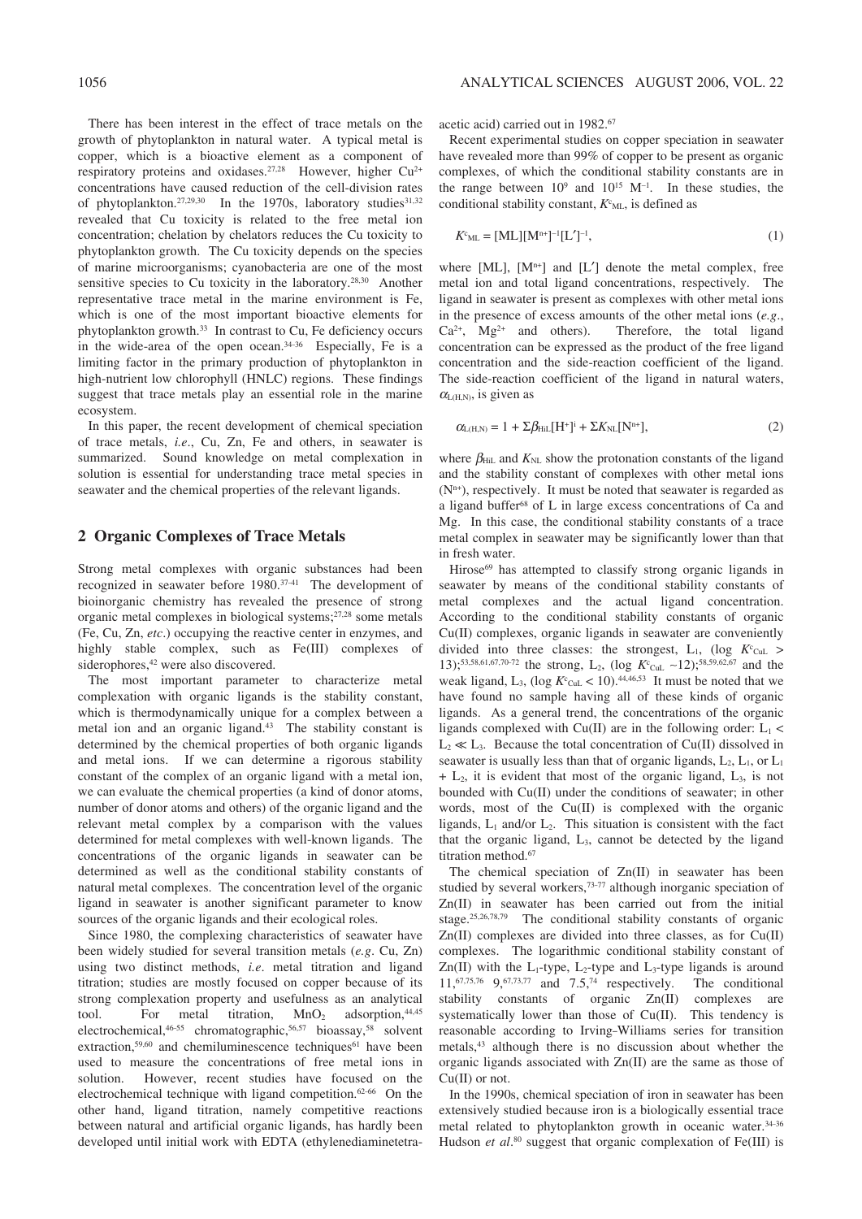There has been interest in the effect of trace metals on the growth of phytoplankton in natural water. A typical metal is copper, which is a bioactive element as a component of respiratory proteins and oxidases.[27,28] However, higher $Cu^{2+}$ concentrations have caused reduction of the cell-division rates of phytoplankton.[27,29,30] In the 1970s, laboratory studies[31,32] revealed that Cu toxicity is related to the free metal ion concentration; chelation by chelators reduces the Cu toxicity to phytoplankton growth. The Cu toxicity depends on the species of marine microorganisms; cyanobacteria are one of the most sensitive species to Cu toxicity in the laboratory.[28,30] Another representative trace metal in the marine environment is Fe, which is one of the most important bioactive elements for phytoplankton growth.[33] In contrast to Cu, Fe deficiency occurs in the wide-area of the open ocean.[34-36] Especially, Fe is a limiting factor in the primary production of phytoplankton in high-nutrient low chlorophyll (HNLC) regions. These findings suggest that trace metals play an essential role in the marine ecosystem.

In this paper, the recent development of chemical speciation of trace metals, *i.e.*, Cu, Zn, Fe and others, in seawater is summarized. Sound knowledge on metal complexation in solution is essential for understanding trace metal species in seawater and the chemical properties of the relevant ligands.

## 2 Organic Complexes of Trace Metals

Strong metal complexes with organic substances had been recognized in seawater before 1980.[37-41] The development of bioinorganic chemistry has revealed the presence of strong organic metal complexes in biological systems;[27,28] some metals (Fe, Cu, Zn, *etc*.) occupying the reactive center in enzymes, and highly stable complex, such as Fe(III) complexes of siderophores,[42] were also discovered.

The most important parameter to characterize metal complexation with organic ligands is the stability constant, which is thermodynamically unique for a complex between a metal ion and an organic ligand.[43] The stability constant is determined by the chemical properties of both organic ligands and metal ions. If we can determine a rigorous stability constant of the complex of an organic ligand with a metal ion, we can evaluate the chemical properties (a kind of donor atoms, number of donor atoms and others) of the organic ligand and the relevant metal complex by a comparison with the values determined for metal complexes with well-known ligands. The concentrations of the organic ligands in seawater can be determined as well as the conditional stability constants of natural metal complexes. The concentration level of the organic ligand in seawater is another significant parameter to know sources of the organic ligands and their ecological roles.

Since 1980, the complexing characteristics of seawater have been widely studied for several transition metals (*e.g*. Cu, Zn) using two distinct methods, *i.e*. metal titration and ligand titration; studies are mostly focused on copper because of its strong complexation property and usefulness as an analytical tool. For metal titration, $MnO_2$ adsorption,[44,45] electrochemical,[46-55] chromatographic,[56,57] bioassay,[58] solvent extraction,[59,60] and chemiluminescence techniques[61] have been used to measure the concentrations of free metal ions in solution. However, recent studies have focused on the electrochemical technique with ligand competition.[62-66] On the other hand, ligand titration, namely competitive reactions between natural and artificial organic ligands, has hardly been developed until initial work with EDTA (ethylenediaminetetra-acetic acid) carried out in 1982.[67]

Recent experimental studies on copper speciation in seawater have revealed more than 99% of copper to be present as organic complexes, of which the conditional stability constants are in the range between $10^9$ and $10^{15}$ $M^{-1}$. In these studies, the conditional stability constant, $K^c_{ML}$, is defined as

$$K^c_{ML} = [ML][M^{n+}]^{-1}[L']^{-1}, \tag{1}$$

where [ML], $[M^{n+}]$ and $[L']$ denote the metal complex, free metal ion and total ligand concentrations, respectively. The ligand in seawater is present as complexes with other metal ions in the presence of excess amounts of the other metal ions (*e.g*., $Ca^{2+}$, $Mg^{2+}$ and others). Therefore, the total ligand concentration can be expressed as the product of the free ligand concentration and the side-reaction coefficient of the ligand. The side-reaction coefficient of the ligand in natural waters, $\alpha_{L(H,N)}$, is given as

$$\alpha_{L(H,N)} = 1 + \Sigma\beta_{HiL}[H^+]^i + \Sigma K_{NL}[N^{n+}], \tag{2}$$

where $\beta_{HiL}$ and $K_{NL}$ show the protonation constants of the ligand and the stability constant of complexes with other metal ions ($N^{n+}$), respectively. It must be noted that seawater is regarded as a ligand buffer[68] of L in large excess concentrations of Ca and Mg. In this case, the conditional stability constants of a trace metal complex in seawater may be significantly lower than that in fresh water.

Hirose[69] has attempted to classify strong organic ligands in seawater by means of the conditional stability constants of metal complexes and the actual ligand concentration. According to the conditional stability constants of organic Cu(II) complexes, organic ligands in seawater are conveniently divided into three classes: the strongest, $L_1$, ($\log K^c_{CuL} > 13$);[53,58,61,67,70-72] the strong, $L_2$, ($\log K^c_{CuL} \sim 12$);[58,59,62,67] and the weak ligand, $L_3$, ($\log K^c_{CuL} < 10$).[44,46,53] It must be noted that we have found no sample having all of these kinds of organic ligands. As a general trend, the concentrations of the organic ligands complexed with Cu(II) are in the following order: $L_1 < L_2 \ll L_3$. Because the total concentration of Cu(II) dissolved in seawater is usually less than that of organic ligands, $L_2$, $L_1$, or $L_1 + L_2$, it is evident that most of the organic ligand, $L_3$, is not bounded with Cu(II) under the conditions of seawater; in other words, most of the Cu(II) is complexed with the organic ligands, $L_1$ and/or $L_2$. This situation is consistent with the fact that the organic ligand, $L_3$, cannot be detected by the ligand titration method.[67]

The chemical speciation of Zn(II) in seawater has been studied by several workers,[73-77] although inorganic speciation of Zn(II) in seawater has been carried out from the initial stage.[25,26,78,79] The conditional stability constants of organic Zn(II) complexes are divided into three classes, as for Cu(II) complexes. The logarithmic conditional stability constant of Zn(II) with the $L_1$-type, $L_2$-type and $L_3$-type ligands is around 11,[67,75,76] 9,[67,73,77] and 7.5,[74] respectively. The conditional stability constants of organic Zn(II) complexes are systematically lower than those of Cu(II). This tendency is reasonable according to Irving-Williams series for transition metals,[43] although there is no discussion about whether the organic ligands associated with Zn(II) are the same as those of Cu(II) or not.

In the 1990s, chemical speciation of iron in seawater has been extensively studied because iron is a biologically essential trace metal related to phytoplankton growth in oceanic water.[34-36] Hudson *et al*.[80] suggest that organic complexation of Fe(III) is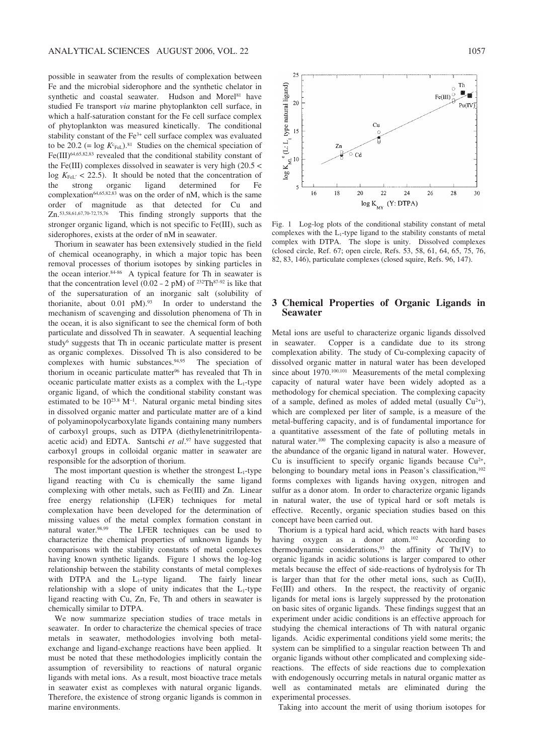possible in seawater from the results of complexation between Fe and the microbial siderophore and the synthetic chelator in synthetic and coastal seawater. Hudson and Morel[81] have studied Fe transport *via* marine phytoplankton cell surface, in which a half-saturation constant for the Fe cell surface complex of phytoplankton was measured kinetically. The conditional stability constant of the $Fe^{3+}$ cell surface complex was evaluated to be 20.2 (= $\log K^{c}_{FeL}$).[81] Studies on the chemical speciation of Fe(III)[64,65,82,83] revealed that the conditional stability constant of the Fe(III) complexes dissolved in seawater is very high ($20.5 < \log K_{FeL'} < 22.5$). It should be noted that the concentration of the strong organic ligand determined for Fe complexation[64,65,82,83] was on the order of nM, which is the same order of magnitude as that detected for Cu and Zn.[53,58,61,67,70–72,75,76] This finding strongly supports that the stronger organic ligand, which is not specific to Fe(III), such as siderophores, exists at the order of nM in seawater.

Thorium in seawater has been extensively studied in the field of chemical oceanography, in which a major topic has been removal processes of thorium isotopes by sinking particles in the ocean interior.[84-86] A typical feature for Th in seawater is that the concentration level (0.02 – 2 pM) of $^{232}Th$[87-92] is like that of the supersaturation of an inorganic salt (solubility of thorianite, about 0.01 pM).[93] In order to understand the mechanism of scavenging and dissolution phenomena of Th in the ocean, it is also significant to see the chemical form of both particulate and dissolved Th in seawater. A sequential leaching study[6] suggests that Th in oceanic particulate matter is present as organic complexes. Dissolved Th is also considered to be complexes with humic substances.[94,95] The speciation of thorium in oceanic particulate matter[96] has revealed that Th in oceanic particulate matter exists as a complex with the $L_1$-type organic ligand, of which the conditional stability constant was estimated to be $10^{23.8}$ $M^{-1}$. Natural organic metal binding sites in dissolved organic matter and particulate matter are of a kind of polyaminopolycarboxylate ligands containing many numbers of carboxyl groups, such as DTPA (diethylenetrinitrilopentaacetic acid) and EDTA. Santschi *et al.*[97] have suggested that carboxyl groups in colloidal organic matter in seawater are responsible for the adsorption of thorium.

The most important question is whether the strongest $L_1$-type ligand reacting with Cu is chemically the same ligand complexing with other metals, such as Fe(III) and Zn. Linear free energy relationship (LFER) techniques for metal complexation have been developed for the determination of missing values of the metal complex formation constant in natural water.[98,99] The LFER techniques can be used to characterize the chemical properties of unknown ligands by comparisons with the stability constants of metal complexes having known synthetic ligands. Figure 1 shows the log–log relationship between the stability constants of metal complexes with DTPA and the $L_1$-type ligand. The fairly linear relationship with a slope of unity indicates that the $L_1$-type ligand reacting with Cu, Zn, Fe, Th and others in seawater is chemically similar to DTPA.

We now summarize speciation studies of trace metals in seawater. In order to characterize the chemical species of trace metals in seawater, methodologies involving both metal-exchange and ligand-exchange reactions have been applied. It must be noted that these methodologies implicitly contain the assumption of reversibility to reactions of natural organic ligands with metal ions. As a result, most bioactive trace metals in seawater exist as complexes with natural organic ligands. Therefore, the existence of strong organic ligands is common in marine environments.

Fig. 1 Log–log plots of the conditional stability constant of metal complexes with the $L_1$-type ligand to the stability constants of metal complex with DTPA. The slope is unity. Dissolved complexes (closed circle, Ref. 67; open circle, Refs. 53, 58, 61, 64, 65, 75, 76, 82, 83, 146), particulate complexes (closed squire, Refs. 96, 147).

## 3 Chemical Properties of Organic Ligands in Seawater

Metal ions are useful to characterize organic ligands dissolved in seawater. Copper is a candidate due to its strong complexation ability. The study of Cu-complexing capacity of dissolved organic matter in natural water has been developed since about 1970.[100,101] Measurements of the metal complexing capacity of natural water have been widely adopted as a methodology for chemical speciation. The complexing capacity of a sample, defined as moles of added metal (usually $Cu^{2+}$), which are complexed per liter of sample, is a measure of the metal-buffering capacity, and is of fundamental importance for a quantitative assessment of the fate of polluting metals in natural water.[100] The complexing capacity is also a measure of the abundance of the organic ligand in natural water. However, Cu is insufficient to specify organic ligands because $Cu^{2+}$, belonging to boundary metal ions in Peason's classification,[102] forms complexes with ligands having oxygen, nitrogen and sulfur as a donor atom. In order to characterize organic ligands in natural water, the use of typical hard or soft metals is effective. Recently, organic speciation studies based on this concept have been carried out.

Thorium is a typical hard acid, which reacts with hard bases having oxygen as a donor atom.[102] According to thermodynamic considerations,[93] the affinity of Th(IV) to organic ligands in acidic solutions is larger compared to other metals because the effect of side-reactions of hydrolysis for Th is larger than that for the other metal ions, such as Cu(II), Fe(III) and others. In the respect, the reactivity of organic ligands for metal ions is largely suppressed by the protonation on basic sites of organic ligands. These findings suggest that an experiment under acidic conditions is an effective approach for studying the chemical interactions of Th with natural organic ligands. Acidic experimental conditions yield some merits; the system can be simplified to a singular reaction between Th and organic ligands without other complicated and complexing side-reactions. The effects of side reactions due to complexation with endogenously occurring metals in natural organic matter as well as contaminated metals are eliminated during the experimental processes.

Taking into account the merit of using thorium isotopes for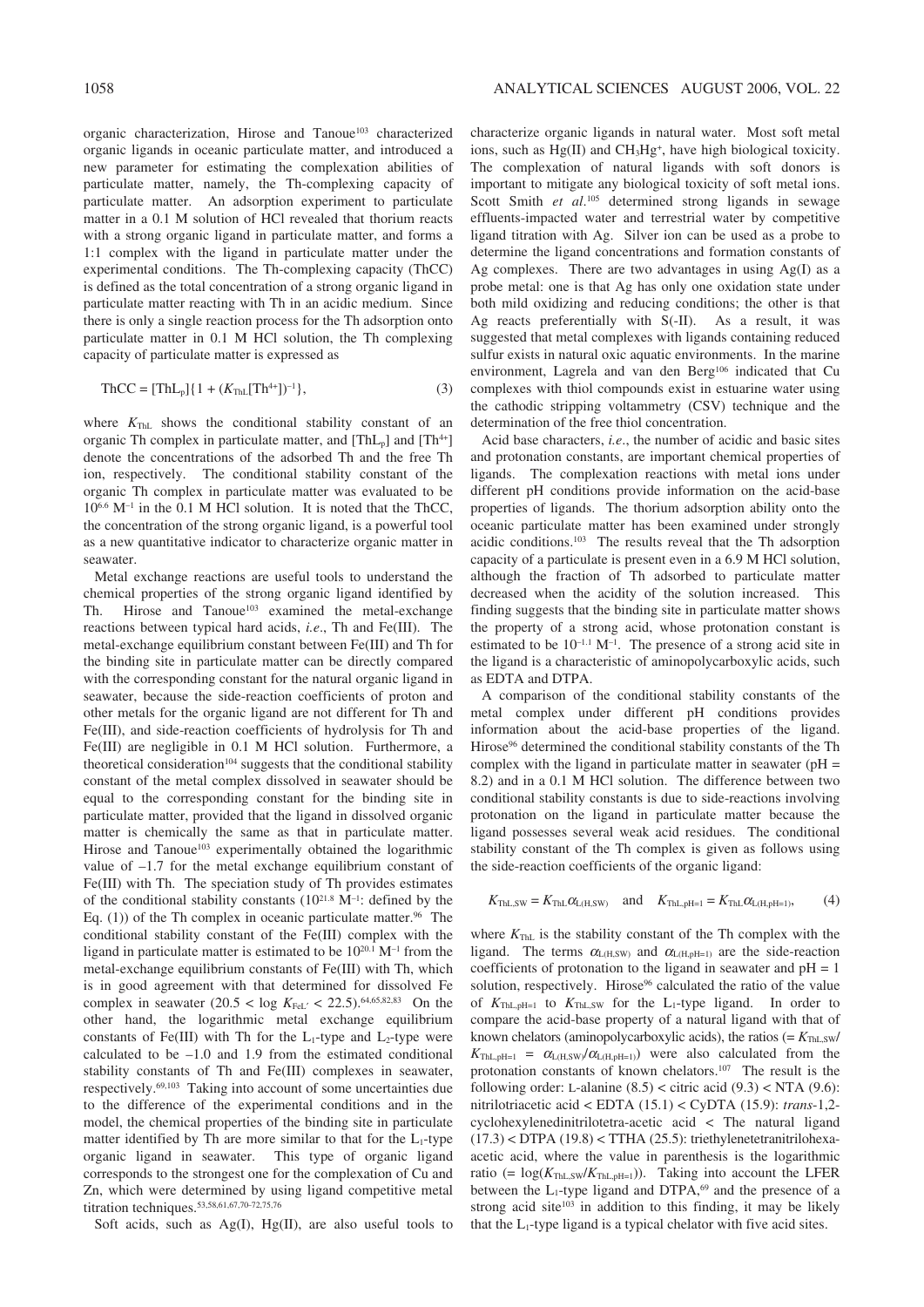organic characterization, Hirose and Tanoue[103] characterized organic ligands in oceanic particulate matter, and introduced a new parameter for estimating the complexation abilities of particulate matter, namely, the Th-complexing capacity of particulate matter. An adsorption experiment to particulate matter in a 0.1 M solution of HCl revealed that thorium reacts with a strong organic ligand in particulate matter, and forms a 1:1 complex with the ligand in particulate matter under the experimental conditions. The Th-complexing capacity (ThCC) is defined as the total concentration of a strong organic ligand in particulate matter reacting with Th in an acidic medium. Since there is only a single reaction process for the Th adsorption onto particulate matter in 0.1 M HCl solution, the Th complexing capacity of particulate matter is expressed as

$$\mathrm{ThCC} = [\mathrm{ThL_p}]\{1 + (K_{\mathrm{ThL}}[\mathrm{Th}^{4+}])^{-1}\}, \tag{3}$$

where $K_{\mathrm{ThL}}$ shows the conditional stability constant of an organic Th complex in particulate matter, and $[\mathrm{ThL_p}]$ and $[\mathrm{Th}^{4+}]$ denote the concentrations of the adsorbed Th and the free Th ion, respectively. The conditional stability constant of the organic Th complex in particulate matter was evaluated to be $10^{6.6}$ $M^{-1}$ in the 0.1 M HCl solution. It is noted that the ThCC, the concentration of the strong organic ligand, is a powerful tool as a new quantitative indicator to characterize organic matter in seawater.

Metal exchange reactions are useful tools to understand the chemical properties of the strong organic ligand identified by Th. Hirose and Tanoue[103] examined the metal-exchange reactions between typical hard acids, *i.e*., Th and Fe(III). The metal-exchange equilibrium constant between Fe(III) and Th for the binding site in particulate matter can be directly compared with the corresponding constant for the natural organic ligand in seawater, because the side-reaction coefficients of proton and other metals for the organic ligand are not different for Th and Fe(III), and side-reaction coefficients of hydrolysis for Th and Fe(III) are negligible in 0.1 M HCl solution. Furthermore, a theoretical consideration[104] suggests that the conditional stability constant of the metal complex dissolved in seawater should be equal to the corresponding constant for the binding site in particulate matter, provided that the ligand in dissolved organic matter is chemically the same as that in particulate matter. Hirose and Tanoue[103] experimentally obtained the logarithmic value of –1.7 for the metal exchange equilibrium constant of Fe(III) with Th. The speciation study of Th provides estimates of the conditional stability constants ($10^{21.8}$ $M^{-1}$: defined by the Eq. (1)) of the Th complex in oceanic particulate matter.[96] The conditional stability constant of the Fe(III) complex with the ligand in particulate matter is estimated to be $10^{20.1}$ $M^{-1}$ from the metal-exchange equilibrium constants of Fe(III) with Th, which is in good agreement with that determined for dissolved Fe complex in seawater ($20.5 < \log K_{\mathrm{FeL'}} < 22.5$).[64,65,82,83] On the other hand, the logarithmic metal exchange equilibrium constants of Fe(III) with Th for the $L_1$-type and $L_2$-type were calculated to be –1.0 and 1.9 from the estimated conditional stability constants of Th and Fe(III) complexes in seawater, respectively.[69,103] Taking into account of some uncertainties due to the difference of the experimental conditions and in the model, the chemical properties of the binding site in particulate matter identified by Th are more similar to that for the $L_1$-type organic ligand in seawater. This type of organic ligand corresponds to the strongest one for the complexation of Cu and Zn, which were determined by using ligand competitive metal titration techniques.[53,58,61,67,70-72,75,76]

Soft acids, such as Ag(I), Hg(II), are also useful tools to characterize organic ligands in natural water. Most soft metal ions, such as Hg(II) and $CH_3Hg^+$, have high biological toxicity. The complexation of natural ligands with soft donors is important to mitigate any biological toxicity of soft metal ions. Scott Smith *et al*.[105] determined strong ligands in sewage effluents-impacted water and terrestrial water by competitive ligand titration with Ag. Silver ion can be used as a probe to determine the ligand concentrations and formation constants of Ag complexes. There are two advantages in using Ag(I) as a probe metal: one is that Ag has only one oxidation state under both mild oxidizing and reducing conditions; the other is that Ag reacts preferentially with S(-II). As a result, it was suggested that metal complexes with ligands containing reduced sulfur exists in natural oxic aquatic environments. In the marine environment, Lagrela and van den Berg[106] indicated that Cu complexes with thiol compounds exist in estuarine water using the cathodic stripping voltammetry (CSV) technique and the determination of the free thiol concentration.

Acid base characters, *i.e*., the number of acidic and basic sites and protonation constants, are important chemical properties of ligands. The complexation reactions with metal ions under different pH conditions provide information on the acid-base properties of ligands. The thorium adsorption ability onto the oceanic particulate matter has been examined under strongly acidic conditions.[103] The results reveal that the Th adsorption capacity of a particulate is present even in a 6.9 M HCl solution, although the fraction of Th adsorbed to particulate matter decreased when the acidity of the solution increased. This finding suggests that the binding site in particulate matter shows the property of a strong acid, whose protonation constant is estimated to be $10^{-1.1}$ $M^{-1}$. The presence of a strong acid site in the ligand is a characteristic of aminopolycarboxylic acids, such as EDTA and DTPA.

A comparison of the conditional stability constants of the metal complex under different pH conditions provides information about the acid-base properties of the ligand. Hirose[96] determined the conditional stability constants of the Th complex with the ligand in particulate matter in seawater (pH = 8.2) and in a 0.1 M HCl solution. The difference between two conditional stability constants is due to side-reactions involving protonation on the ligand in particulate matter because the ligand possesses several weak acid residues. The conditional stability constant of the Th complex is given as follows using the side-reaction coefficients of the organic ligand:

$$K_{\mathrm{ThL,SW}} = K_{\mathrm{ThL}}\alpha_{\mathrm{L(H,SW)}} \quad \text{and} \quad K_{\mathrm{ThL,pH=1}} = K_{\mathrm{ThL}}\alpha_{\mathrm{L(H,pH=1)}}, \tag{4}$$

where $K_{\mathrm{ThL}}$ is the stability constant of the Th complex with the ligand. The terms $\alpha_{\mathrm{L(H,SW)}}$ and $\alpha_{\mathrm{L(H,pH=1)}}$ are the side-reaction coefficients of protonation to the ligand in seawater and pH = 1 solution, respectively. Hirose[96] calculated the ratio of the value of $K_{\mathrm{ThL,pH=1}}$ to $K_{\mathrm{ThL,SW}}$ for the $L_1$-type ligand. In order to compare the acid-base property of a natural ligand with that of known chelators (aminopolycarboxylic acids), the ratios ($= K_{\mathrm{ThL,SW}}/K_{\mathrm{ThL,pH=1}} = \alpha_{\mathrm{L(H,SW)}}/\alpha_{\mathrm{L(H,pH=1)}}$) were also calculated from the protonation constants of known chelators.[107] The result is the following order: L-alanine (8.5) < citric acid (9.3) < NTA (9.6): nitrilotriacetic acid < EDTA (15.1) < CyDTA (15.9): *trans*-1,2-cyclohexylenedinitrilotetra-acetic acid < The natural ligand (17.3) < DTPA (19.8) < TTHA (25.5): triethylenetetranitrilohexa-acetic acid, where the value in parenthesis is the logarithmic ratio ($= \log(K_{\mathrm{ThL,SW}}/K_{\mathrm{ThL,pH=1}})$). Taking into account the LFER between the $L_1$-type ligand and DTPA,[69] and the presence of a strong acid site[103] in addition to this finding, it may be likely that the $L_1$-type ligand is a typical chelator with five acid sites.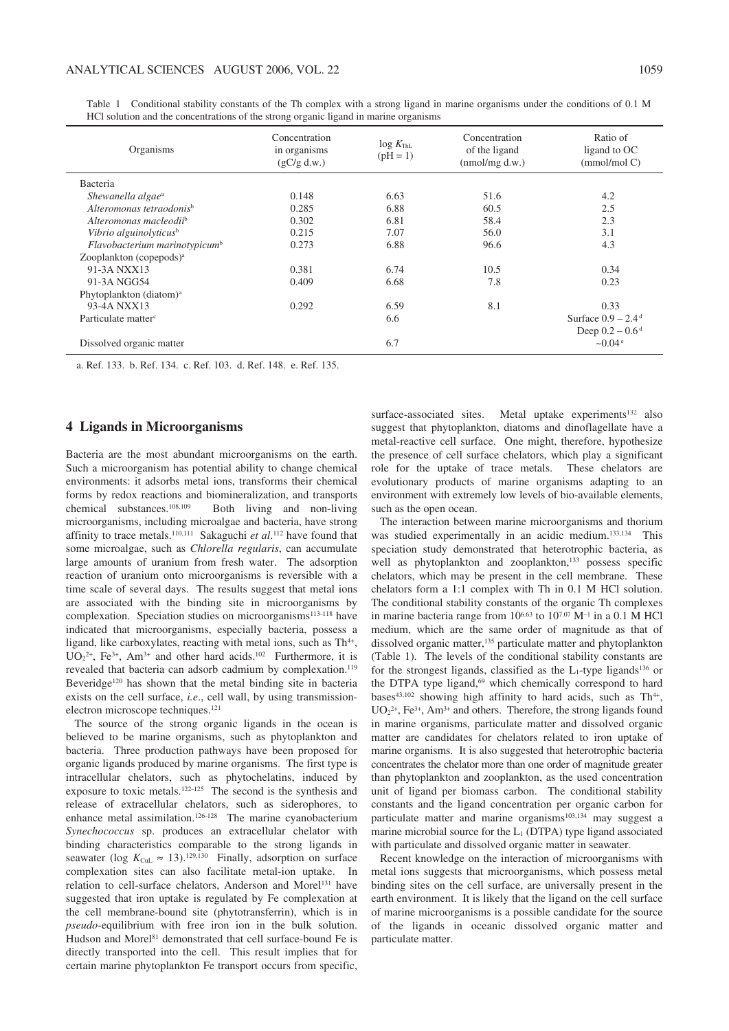Table 1 Conditional stability constants of the Th complex with a strong ligand in marine organisms under the conditions of 0.1 M HCl solution and the concentrations of the strong organic ligand in marine organisms

| Organisms | Concentration in organisms (gC/g d.w.) | $\log K_{ThL}$ (pH = 1) | Concentration of the ligand (nmol/mg d.w.) | Ratio of ligand to OC (mmol/mol C) |
|---|---|---|---|---|
| Bacteria | | | | |
| *Shewanella algae*[a] | 0.148 | 6.63 | 51.6 | 4.2 |
| *Alteromonas tetraodonis*[b] | 0.285 | 6.88 | 60.5 | 2.5 |
| *Alteromonas macleodii*[b] | 0.302 | 6.81 | 58.4 | 2.3 |
| *Vibrio alguinolyticus*[b] | 0.215 | 7.07 | 56.0 | 3.1 |
| *Flavobacterium marinotypicum*[b] | 0.273 | 6.88 | 96.6 | 4.3 |
| Zooplankton (copepods)[a] | | | | |
| 91-3A NXX13 | 0.381 | 6.74 | 10.5 | 0.34 |
| 91-3A NGG54 | 0.409 | 6.68 | 7.8 | 0.23 |
| Phytoplankton (diatom)[a] | | | | |
| 93-4A NXX13 | 0.292 | 6.59 | 8.1 | 0.33 |
| Particulate matter[c] | | 6.6 | | Surface 0.9 – 2.4[d] Deep 0.2 – 0.6[d] |
| Dissolved organic matter | | 6.7 | | ~0.04[e] |

a. Ref. 133. b. Ref. 134. c. Ref. 103. d. Ref. 148. e. Ref. 135.

## 4 Ligands in Microorganisms

Bacteria are the most abundant microorganisms on the earth. Such a microorganism has potential ability to change chemical environments: it adsorbs metal ions, transforms their chemical forms by redox reactions and biomineralization, and transports chemical substances.[108,109] Both living and non-living microorganisms, including microalgae and bacteria, have strong affinity to trace metals.[110,111] Sakaguchi *et al.*[112] have found that some microalgae, such as *Chlorella regularis*, can accumulate large amounts of uranium from fresh water. The adsorption reaction of uranium onto microorganisms is reversible with a time scale of several days. The results suggest that metal ions are associated with the binding site in microorganisms by complexation. Speciation studies on microorganisms[113–118] have indicated that microorganisms, especially bacteria, possess a ligand, like carboxylates, reacting with metal ions, such as $Th^{4+}$, $UO_2^{2+}$, $Fe^{3+}$, $Am^{3+}$ and other hard acids.[102] Furthermore, it is revealed that bacteria can adsorb cadmium by complexation.[119] Beveridge[120] has shown that the metal binding site in bacteria exists on the cell surface, *i.e.*, cell wall, by using transmission-electron microscope techniques.[121]

The source of the strong organic ligands in the ocean is believed to be marine organisms, such as phytoplankton and bacteria. Three production pathways have been proposed for organic ligands produced by marine organisms. The first type is intracellular chelators, such as phytochelatins, induced by exposure to toxic metals.[122–125] The second is the synthesis and release of extracellular chelators, such as siderophores, to enhance metal assimilation.[126–128] The marine cyanobacterium *Synechococcus* sp. produces an extracellular chelator with binding characteristics comparable to the strong ligands in seawater ($\log K_{CuL} \approx 13$).[129,130] Finally, adsorption on surface complexation sites can also facilitate metal-ion uptake. In relation to cell-surface chelators, Anderson and Morel[131] have suggested that iron uptake is regulated by Fe complexation at the cell membrane-bound site (phytotransferrin), which is in *pseudo*-equilibrium with free iron ion in the bulk solution. Hudson and Morel[81] demonstrated that cell surface-bound Fe is directly transported into the cell. This result implies that for certain marine phytoplankton Fe transport occurs from specific, surface-associated sites. Metal uptake experiments[132] also suggest that phytoplankton, diatoms and dinoflagellate have a metal-reactive cell surface. One might, therefore, hypothesize the presence of cell surface chelators, which play a significant role for the uptake of trace metals. These chelators are evolutionary products of marine organisms adapting to an environment with extremely low levels of bio-available elements, such as the open ocean.

The interaction between marine microorganisms and thorium was studied experimentally in an acidic medium.[133,134] This speciation study demonstrated that heterotrophic bacteria, as well as phytoplankton and zooplankton,[133] possess specific chelators, which may be present in the cell membrane. These chelators form a 1:1 complex with Th in 0.1 M HCl solution. The conditional stability constants of the organic Th complexes in marine bacteria range from $10^{6.63}$ to $10^{7.07}$ $M^{-1}$ in a 0.1 M HCl medium, which are the same order of magnitude as that of dissolved organic matter,[135] particulate matter and phytoplankton (Table 1). The levels of the conditional stability constants are for the strongest ligands, classified as the $L_1$-type ligands[136] or the DTPA type ligand,[69] which chemically correspond to hard bases[43,102] showing high affinity to hard acids, such as $Th^{4+}$, $UO_2^{2+}$, $Fe^{3+}$, $Am^{3+}$ and others. Therefore, the strong ligands found in marine organisms, particulate matter and dissolved organic matter are candidates for chelators related to iron uptake of marine organisms. It is also suggested that heterotrophic bacteria concentrates the chelator more than one order of magnitude greater than phytoplankton and zooplankton, as the used concentration unit of ligand per biomass carbon. The conditional stability constants and the ligand concentration per organic carbon for particulate matter and marine organisms[103,134] may suggest a marine microbial source for the $L_1$ (DTPA) type ligand associated with particulate and dissolved organic matter in seawater.

Recent knowledge on the interaction of microorganisms with metal ions suggests that microorganisms, which possess metal binding sites on the cell surface, are universally present in the earth environment. It is likely that the ligand on the cell surface of marine microorganisms is a possible candidate for the source of the ligands in oceanic dissolved organic matter and particulate matter.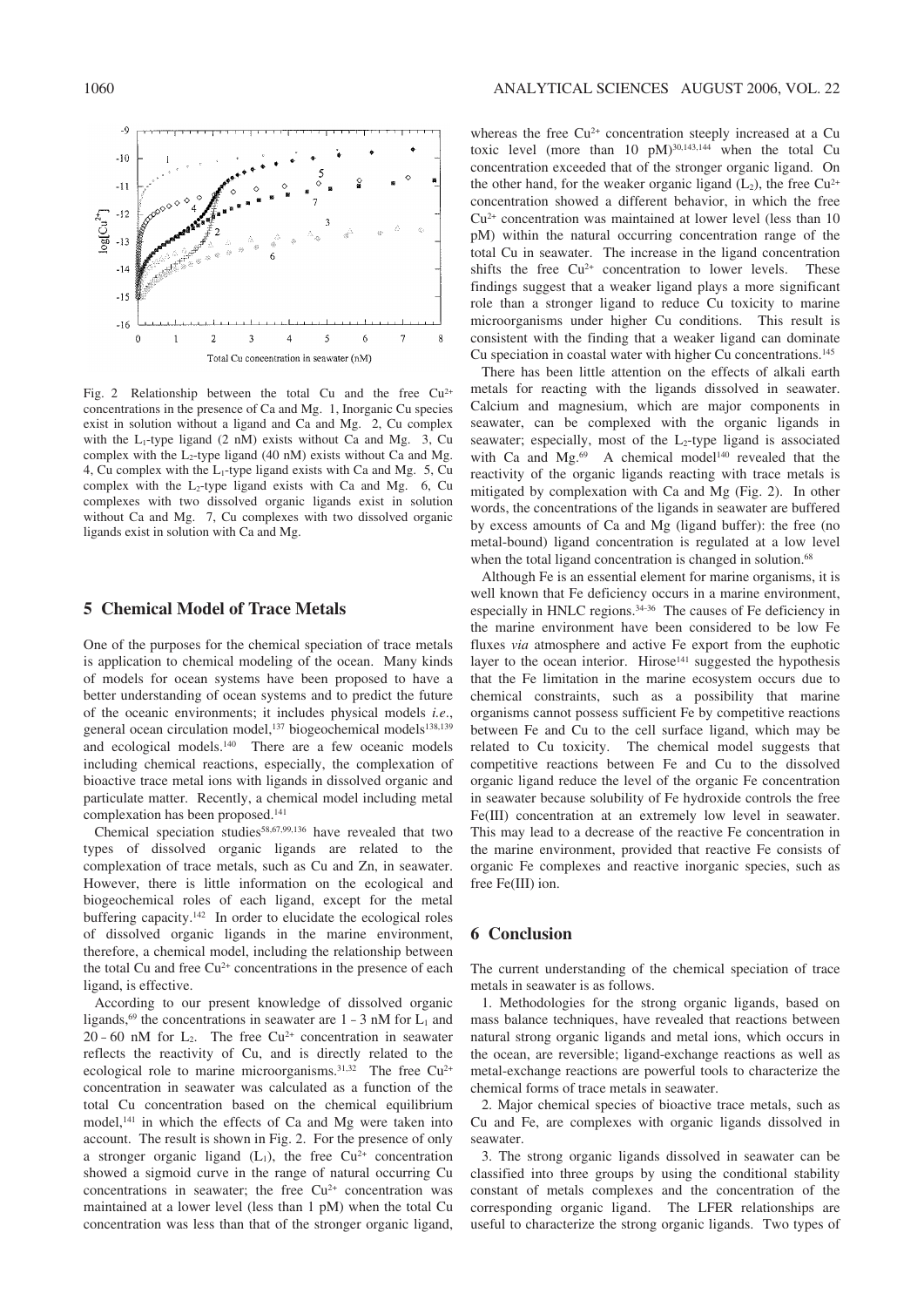Fig. 2 Relationship between the total Cu and the free $Cu^{2+}$ concentrations in the presence of Ca and Mg. 1, Inorganic Cu species exist in solution without a ligand and Ca and Mg. 2, Cu complex with the $L_1$-type ligand (2 nM) exists without Ca and Mg. 3, Cu complex with the $L_2$-type ligand (40 nM) exists without Ca and Mg. 4, Cu complex with the $L_1$-type ligand exists with Ca and Mg. 5, Cu complex with the $L_2$-type ligand exists with Ca and Mg. 6, Cu complexes with two dissolved organic ligands exist in solution without Ca and Mg. 7, Cu complexes with two dissolved organic ligands exist in solution with Ca and Mg.

## 5 Chemical Model of Trace Metals

One of the purposes for the chemical speciation of trace metals is application to chemical modeling of the ocean. Many kinds of models for ocean systems have been proposed to have a better understanding of ocean systems and to predict the future of the oceanic environments; it includes physical models *i.e*., general ocean circulation model,[137] biogeochemical models[138,139] and ecological models.[140] There are a few oceanic models including chemical reactions, especially, the complexation of bioactive trace metal ions with ligands in dissolved organic and particulate matter. Recently, a chemical model including metal complexation has been proposed.[141]

Chemical speciation studies[58,67,99,136] have revealed that two types of dissolved organic ligands are related to the complexation of trace metals, such as Cu and Zn, in seawater. However, there is little information on the ecological and biogeochemical roles of each ligand, except for the metal buffering capacity.[142] In order to elucidate the ecological roles of dissolved organic ligands in the marine environment, therefore, a chemical model, including the relationship between the total Cu and free $Cu^{2+}$ concentrations in the presence of each ligand, is effective.

According to our present knowledge of dissolved organic ligands,[69] the concentrations in seawater are 1 – 3 nM for $L_1$ and 20 – 60 nM for $L_2$. The free $Cu^{2+}$ concentration in seawater reflects the reactivity of Cu, and is directly related to the ecological role to marine microorganisms.[31,32] The free $Cu^{2+}$ concentration in seawater was calculated as a function of the total Cu concentration based on the chemical equilibrium model,[141] in which the effects of Ca and Mg were taken into account. The result is shown in Fig. 2. For the presence of only a stronger organic ligand ($L_1$), the free $Cu^{2+}$ concentration showed a sigmoid curve in the range of natural occurring Cu concentrations in seawater; the free $Cu^{2+}$ concentration was maintained at a lower level (less than 1 pM) when the total Cu concentration was less than that of the stronger organic ligand, whereas the free $Cu^{2+}$ concentration steeply increased at a Cu toxic level (more than 10 pM)[30,143,144] when the total Cu concentration exceeded that of the stronger organic ligand. On the other hand, for the weaker organic ligand ($L_2$), the free $Cu^{2+}$ concentration showed a different behavior, in which the free $Cu^{2+}$ concentration was maintained at lower level (less than 10 pM) within the natural occurring concentration range of the total Cu in seawater. The increase in the ligand concentration shifts the free $Cu^{2+}$ concentration to lower levels. These findings suggest that a weaker ligand plays a more significant role than a stronger ligand to reduce Cu toxicity to marine microorganisms under higher Cu conditions. This result is consistent with the finding that a weaker ligand can dominate Cu speciation in coastal water with higher Cu concentrations.[145]

There has been little attention on the effects of alkali earth metals for reacting with the ligands dissolved in seawater. Calcium and magnesium, which are major components in seawater, can be complexed with the organic ligands in seawater; especially, most of the $L_2$-type ligand is associated with Ca and Mg.[69] A chemical model[140] revealed that the reactivity of the organic ligands reacting with trace metals is mitigated by complexation with Ca and Mg (Fig. 2). In other words, the concentrations of the ligands in seawater are buffered by excess amounts of Ca and Mg (ligand buffer): the free (no metal-bound) ligand concentration is regulated at a low level when the total ligand concentration is changed in solution.[68]

Although Fe is an essential element for marine organisms, it is well known that Fe deficiency occurs in a marine environment, especially in HNLC regions.[34-36] The causes of Fe deficiency in the marine environment have been considered to be low Fe fluxes *via* atmosphere and active Fe export from the euphotic layer to the ocean interior. Hirose[141] suggested the hypothesis that the Fe limitation in the marine ecosystem occurs due to chemical constraints, such as a possibility that marine organisms cannot possess sufficient Fe by competitive reactions between Fe and Cu to the cell surface ligand, which may be related to Cu toxicity. The chemical model suggests that competitive reactions between Fe and Cu to the dissolved organic ligand reduce the level of the organic Fe concentration in seawater because solubility of Fe hydroxide controls the free Fe(III) concentration at an extremely low level in seawater. This may lead to a decrease of the reactive Fe concentration in the marine environment, provided that reactive Fe consists of organic Fe complexes and reactive inorganic species, such as free Fe(III) ion.

## 6 Conclusion

The current understanding of the chemical speciation of trace metals in seawater is as follows.

1. Methodologies for the strong organic ligands, based on mass balance techniques, have revealed that reactions between natural strong organic ligands and metal ions, which occurs in the ocean, are reversible; ligand-exchange reactions as well as metal-exchange reactions are powerful tools to characterize the chemical forms of trace metals in seawater.

2. Major chemical species of bioactive trace metals, such as Cu and Fe, are complexes with organic ligands dissolved in seawater.

3. The strong organic ligands dissolved in seawater can be classified into three groups by using the conditional stability constant of metals complexes and the concentration of the corresponding organic ligand. The LFER relationships are useful to characterize the strong organic ligands. Two types of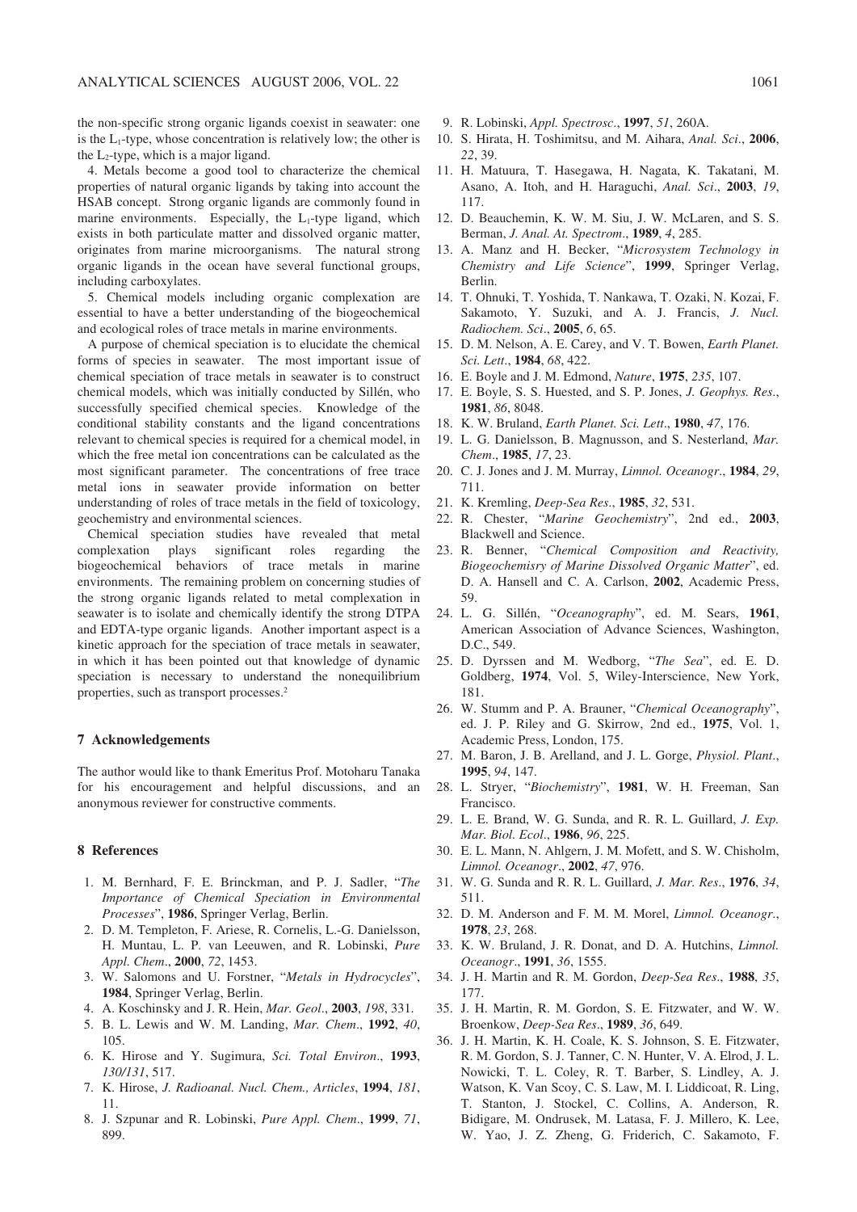the non-specific strong organic ligands coexist in seawater: one is the $L_1$-type, whose concentration is relatively low; the other is the $L_2$-type, which is a major ligand.

4. Metals become a good tool to characterize the chemical properties of natural organic ligands by taking into account the HSAB concept. Strong organic ligands are commonly found in marine environments. Especially, the $L_1$-type ligand, which exists in both particulate matter and dissolved organic matter, originates from marine microorganisms. The natural strong organic ligands in the ocean have several functional groups, including carboxylates.

5. Chemical models including organic complexation are essential to have a better understanding of the biogeochemical and ecological roles of trace metals in marine environments.

A purpose of chemical speciation is to elucidate the chemical forms of species in seawater. The most important issue of chemical speciation of trace metals in seawater is to construct chemical models, which was initially conducted by Sillén, who successfully specified chemical species. Knowledge of the conditional stability constants and the ligand concentrations relevant to chemical species is required for a chemical model, in which the free metal ion concentrations can be calculated as the most significant parameter. The concentrations of free trace metal ions in seawater provide information on better understanding of roles of trace metals in the field of toxicology, geochemistry and environmental sciences.

Chemical speciation studies have revealed that metal complexation plays significant roles regarding the biogeochemical behaviors of trace metals in marine environments. The remaining problem on concerning studies of the strong organic ligands related to metal complexation in seawater is to isolate and chemically identify the strong DTPA and EDTA-type organic ligands. Another important aspect is a kinetic approach for the speciation of trace metals in seawater, in which it has been pointed out that knowledge of dynamic speciation is necessary to understand the nonequilibrium properties, such as transport processes.[2]

## 7 Acknowledgements

The author would like to thank Emeritus Prof. Motoharu Tanaka for his encouragement and helpful discussions, and an anonymous reviewer for constructive comments.

## 8 References

1. M. Bernhard, F. E. Brinckman, and P. J. Sadler, "*The Importance of Chemical Speciation in Environmental Processes*", **1986**, Springer Verlag, Berlin.
2. D. M. Templeton, F. Ariese, R. Cornelis, L.-G. Danielsson, H. Muntau, L. P. van Leeuwen, and R. Lobinski, *Pure Appl. Chem*., **2000**, *72*, 1453.
3. W. Salomons and U. Forstner, "*Metals in Hydrocycles*", **1984**, Springer Verlag, Berlin.
4. A. Koschinsky and J. R. Hein, *Mar. Geol*., **2003**, *198*, 331.
5. B. L. Lewis and W. M. Landing, *Mar. Chem*., **1992**, *40*, 105.
6. K. Hirose and Y. Sugimura, *Sci. Total Environ*., **1993**, *130/131*, 517.
7. K. Hirose, *J. Radioanal. Nucl. Chem., Articles*, **1994**, *181*, 11.
8. J. Szpunar and R. Lobinski, *Pure Appl. Chem*., **1999**, *71*, 899.
9. R. Lobinski, *Appl. Spectrosc*., **1997**, *51*, 260A.
10. S. Hirata, H. Toshimitsu, and M. Aihara, *Anal. Sci*., **2006**, *22*, 39.
11. H. Matuura, T. Hasegawa, H. Nagata, K. Takatani, M. Asano, A. Itoh, and H. Haraguchi, *Anal. Sci*., **2003**, *19*, 117.
12. D. Beauchemin, K. W. M. Siu, J. W. McLaren, and S. S. Berman, *J. Anal. At. Spectrom*., **1989**, *4*, 285.
13. A. Manz and H. Becker, "*Microsystem Technology in Chemistry and Life Science*", **1999**, Springer Verlag, Berlin.
14. T. Ohnuki, T. Yoshida, T. Nankawa, T. Ozaki, N. Kozai, F. Sakamoto, Y. Suzuki, and A. J. Francis, *J. Nucl. Radiochem. Sci*., **2005**, *6*, 65.
15. D. M. Nelson, A. E. Carey, and V. T. Bowen, *Earth Planet. Sci. Lett*., **1984**, *68*, 422.
16. E. Boyle and J. M. Edmond, *Nature*, **1975**, *235*, 107.
17. E. Boyle, S. S. Huested, and S. P. Jones, *J. Geophys. Res*., **1981**, *86*, 8048.
18. K. W. Bruland, *Earth Planet. Sci. Lett*., **1980**, *47*, 176.
19. L. G. Danielsson, B. Magnusson, and S. Nesterland, *Mar. Chem*., **1985**, *17*, 23.
20. C. J. Jones and J. M. Murray, *Limnol. Oceanogr*., **1984**, *29*, 711.
21. K. Kremling, *Deep-Sea Res*., **1985**, *32*, 531.
22. R. Chester, "*Marine Geochemistry*", 2nd ed., **2003**, Blackwell and Science.
23. R. Benner, "*Chemical Composition and Reactivity, Biogeochemisry of Marine Dissolved Organic Matter*", ed. D. A. Hansell and C. A. Carlson, **2002**, Academic Press, 59.
24. L. G. Sillén, "*Oceanography*", ed. M. Sears, **1961**, American Association of Advance Sciences, Washington, D.C., 549.
25. D. Dyrssen and M. Wedborg, "*The Sea*", ed. E. D. Goldberg, **1974**, Vol. 5, Wiley-Interscience, New York, 181.
26. W. Stumm and P. A. Brauner, "*Chemical Oceanography*", ed. J. P. Riley and G. Skirrow, 2nd ed., **1975**, Vol. 1, Academic Press, London, 175.
27. M. Baron, J. B. Arelland, and J. L. Gorge, *Physiol. Plant*., **1995**, *94*, 147.
28. L. Stryer, "*Biochemistry*", **1981**, W. H. Freeman, San Francisco.
29. L. E. Brand, W. G. Sunda, and R. R. L. Guillard, *J. Exp. Mar. Biol. Ecol*., **1986**, *96*, 225.
30. E. L. Mann, N. Ahlgern, J. M. Mofett, and S. W. Chisholm, *Limnol. Oceanogr*., **2002**, *47*, 976.
31. W. G. Sunda and R. R. L. Guillard, *J. Mar. Res*., **1976**, *34*, 511.
32. D. M. Anderson and F. M. M. Morel, *Limnol. Oceanogr*., **1978**, *23*, 268.
33. K. W. Bruland, J. R. Donat, and D. A. Hutchins, *Limnol. Oceanogr*., **1991**, *36*, 1555.
34. J. H. Martin and R. M. Gordon, *Deep-Sea Res*., **1988**, *35*, 177.
35. J. H. Martin, R. M. Gordon, S. E. Fitzwater, and W. W. Broenkow, *Deep-Sea Res*., **1989**, *36*, 649.
36. J. H. Martin, K. H. Coale, K. S. Johnson, S. E. Fitzwater, R. M. Gordon, S. J. Tanner, C. N. Hunter, V. A. Elrod, J. L. Nowicki, T. L. Coley, R. T. Barber, S. Lindley, A. J. Watson, K. Van Scoy, C. S. Law, M. I. Liddicoat, R. Ling, T. Stanton, J. Stockel, C. Collins, A. Anderson, R. Bidigare, M. Ondrusek, M. Latasa, F. J. Millero, K. Lee, W. Yao, J. Z. Zheng, G. Friderich, C. Sakamoto, F.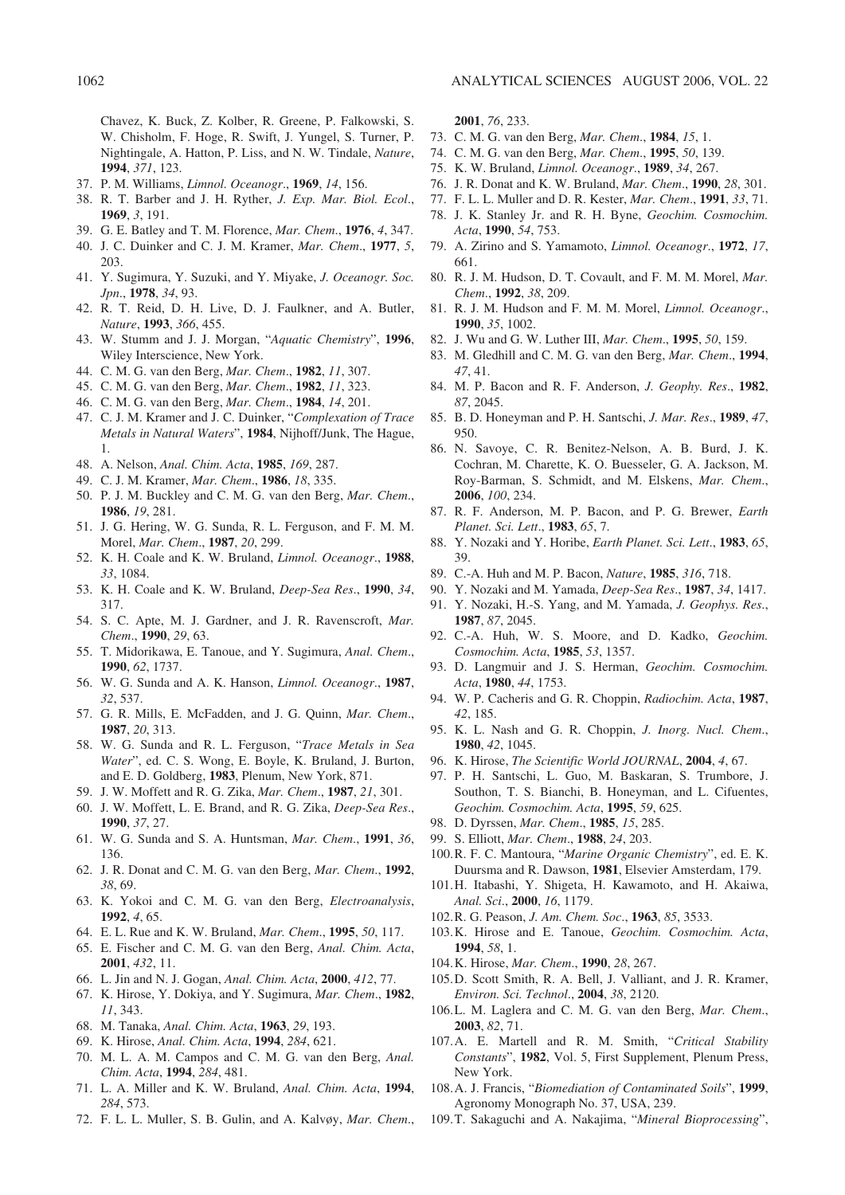Chavez, K. Buck, Z. Kolber, R. Greene, P. Falkowski, S. W. Chisholm, F. Hoge, R. Swift, J. Yungel, S. Turner, P. Nightingale, A. Hatton, P. Liss, and N. W. Tindale, *Nature*, **1994**, *371*, 123.

37. P. M. Williams, *Limnol. Oceanogr*., **1969**, *14*, 156.
38. R. T. Barber and J. H. Ryther, *J. Exp. Mar. Biol. Ecol*., **1969**, *3*, 191.
39. G. E. Batley and T. M. Florence, *Mar. Chem*., **1976**, *4*, 347.
40. J. C. Duinker and C. J. M. Kramer, *Mar. Chem*., **1977**, *5*, 203.
41. Y. Sugimura, Y. Suzuki, and Y. Miyake, *J. Oceanogr. Soc. Jpn*., **1978**, *34*, 93.
42. R. T. Reid, D. H. Live, D. J. Faulkner, and A. Butler, *Nature*, **1993**, *366*, 455.
43. W. Stumm and J. J. Morgan, "*Aquatic Chemistry*", **1996**, Wiley Interscience, New York.
44. C. M. G. van den Berg, *Mar. Chem*., **1982**, *11*, 307.
45. C. M. G. van den Berg, *Mar. Chem*., **1982**, *11*, 323.
46. C. M. G. van den Berg, *Mar. Chem*., **1984**, *14*, 201.
47. C. J. M. Kramer and J. C. Duinker, "*Complexation of Trace Metals in Natural Waters*", **1984**, Nijhoff/Junk, The Hague, 1.
48. A. Nelson, *Anal. Chim. Acta*, **1985**, *169*, 287.
49. C. J. M. Kramer, *Mar. Chem*., **1986**, *18*, 335.
50. P. J. M. Buckley and C. M. G. van den Berg, *Mar. Chem*., **1986**, *19*, 281.
51. J. G. Hering, W. G. Sunda, R. L. Ferguson, and F. M. M. Morel, *Mar. Chem*., **1987**, *20*, 299.
52. K. H. Coale and K. W. Bruland, *Limnol. Oceanogr*., **1988**, *33*, 1084.
53. K. H. Coale and K. W. Bruland, *Deep-Sea Res*., **1990**, *34*, 317.
54. S. C. Apte, M. J. Gardner, and J. R. Ravenscroft, *Mar. Chem*., **1990**, *29*, 63.
55. T. Midorikawa, E. Tanoue, and Y. Sugimura, *Anal. Chem*., **1990**, *62*, 1737.
56. W. G. Sunda and A. K. Hanson, *Limnol. Oceanogr*., **1987**, *32*, 537.
57. G. R. Mills, E. McFadden, and J. G. Quinn, *Mar. Chem*., **1987**, *20*, 313.
58. W. G. Sunda and R. L. Ferguson, "*Trace Metals in Sea Water*", ed. C. S. Wong, E. Boyle, K. Bruland, J. Burton, and E. D. Goldberg, **1983**, Plenum, New York, 871.
59. J. W. Moffett and R. G. Zika, *Mar. Chem*., **1987**, *21*, 301.
60. J. W. Moffett, L. E. Brand, and R. G. Zika, *Deep-Sea Res*., **1990**, *37*, 27.
61. W. G. Sunda and S. A. Huntsman, *Mar. Chem*., **1991**, *36*, 136.
62. J. R. Donat and C. M. G. van den Berg, *Mar. Chem*., **1992**, *38*, 69.
63. K. Yokoi and C. M. G. van den Berg, *Electroanalysis*, **1992**, *4*, 65.
64. E. L. Rue and K. W. Bruland, *Mar. Chem*., **1995**, *50*, 117.
65. E. Fischer and C. M. G. van den Berg, *Anal. Chim. Acta*, **2001**, *432*, 11.
66. L. Jin and N. J. Gogan, *Anal. Chim. Acta*, **2000**, *412*, 77.
67. K. Hirose, Y. Dokiya, and Y. Sugimura, *Mar. Chem*., **1982**, *11*, 343.
68. M. Tanaka, *Anal. Chim. Acta*, **1963**, *29*, 193.
69. K. Hirose, *Anal. Chim. Acta*, **1994**, *284*, 621.
70. M. L. A. M. Campos and C. M. G. van den Berg, *Anal. Chim. Acta*, **1994**, *284*, 481.
71. L. A. Miller and K. W. Bruland, *Anal. Chim. Acta*, **1994**, *284*, 573.
72. F. L. L. Muller, S. B. Gulin, and A. Kalvøy, *Mar. Chem*., **2001**, *76*, 233.
73. C. M. G. van den Berg, *Mar. Chem*., **1984**, *15*, 1.
74. C. M. G. van den Berg, *Mar. Chem*., **1995**, *50*, 139.
75. K. W. Bruland, *Limnol. Oceanogr*., **1989**, *34*, 267.
76. J. R. Donat and K. W. Bruland, *Mar. Chem*., **1990**, *28*, 301.
77. F. L. L. Muller and D. R. Kester, *Mar. Chem*., **1991**, *33*, 71.
78. J. K. Stanley Jr. and R. H. Byne, *Geochim. Cosmochim. Acta*, **1990**, *54*, 753.
79. A. Zirino and S. Yamamoto, *Limnol. Oceanogr*., **1972**, *17*, 661.
80. R. J. M. Hudson, D. T. Covault, and F. M. M. Morel, *Mar. Chem*., **1992**, *38*, 209.
81. R. J. M. Hudson and F. M. M. Morel, *Limnol. Oceanogr*., **1990**, *35*, 1002.
82. J. Wu and G. W. Luther III, *Mar. Chem*., **1995**, *50*, 159.
83. M. Gledhill and C. M. G. van den Berg, *Mar. Chem*., **1994**, *47*, 41.
84. M. P. Bacon and R. F. Anderson, *J. Geophy. Res*., **1982**, *87*, 2045.
85. B. D. Honeyman and P. H. Santschi, *J. Mar. Res*., **1989**, *47*, 950.
86. N. Savoye, C. R. Benitez-Nelson, A. B. Burd, J. K. Cochran, M. Charette, K. O. Buesseler, G. A. Jackson, M. Roy-Barman, S. Schmidt, and M. Elskens, *Mar. Chem*., **2006**, *100*, 234.
87. R. F. Anderson, M. P. Bacon, and P. G. Brewer, *Earth Planet. Sci. Lett*., **1983**, *65*, 7.
88. Y. Nozaki and Y. Horibe, *Earth Planet. Sci. Lett*., **1983**, *65*, 39.
89. C.-A. Huh and M. P. Bacon, *Nature*, **1985**, *316*, 718.
90. Y. Nozaki and M. Yamada, *Deep-Sea Res*., **1987**, *34*, 1417.
91. Y. Nozaki, H.-S. Yang, and M. Yamada, *J. Geophys. Res*., **1987**, *87*, 2045.
92. C.-A. Huh, W. S. Moore, and D. Kadko, *Geochim. Cosmochim. Acta*, **1985**, *53*, 1357.
93. D. Langmuir and J. S. Herman, *Geochim. Cosmochim. Acta*, **1980**, *44*, 1753.
94. W. P. Cacheris and G. R. Choppin, *Radiochim. Acta*, **1987**, *42*, 185.
95. K. L. Nash and G. R. Choppin, *J. Inorg. Nucl. Chem*., **1980**, *42*, 1045.
96. K. Hirose, *The Scientific World JOURNAL*, **2004**, *4*, 67.
97. P. H. Santschi, L. Guo, M. Baskaran, S. Trumbore, J. Southon, T. S. Bianchi, B. Honeyman, and L. Cifuentes, *Geochim. Cosmochim. Acta*, **1995**, *59*, 625.
98. D. Dyrssen, *Mar. Chem*., **1985**, *15*, 285.
99. S. Elliott, *Mar. Chem*., **1988**, *24*, 203.
100. R. F. C. Mantoura, "*Marine Organic Chemistry*", ed. E. K. Duursma and R. Dawson, **1981**, Elsevier Amsterdam, 179.
101. H. Itabashi, Y. Shigeta, H. Kawamoto, and H. Akaiwa, *Anal. Sci*., **2000**, *16*, 1179.
102. R. G. Peason, *J. Am. Chem. Soc*., **1963**, *85*, 3533.
103. K. Hirose and E. Tanoue, *Geochim. Cosmochim. Acta*, **1994**, *58*, 1.
104. K. Hirose, *Mar. Chem*., **1990**, *28*, 267.
105. D. Scott Smith, R. A. Bell, J. Valliant, and J. R. Kramer, *Environ. Sci. Technol*., **2004**, *38*, 2120.
106. L. M. Laglera and C. M. G. van den Berg, *Mar. Chem*., **2003**, *82*, 71.
107. A. E. Martell and R. M. Smith, "*Critical Stability Constants*", **1982**, Vol. 5, First Supplement, Plenum Press, New York.
108. A. J. Francis, "*Biomediation of Contaminated Soils*", **1999**, Agronomy Monograph No. 37, USA, 239.
109. T. Sakaguchi and A. Nakajima, "*Mineral Bioprocessing*",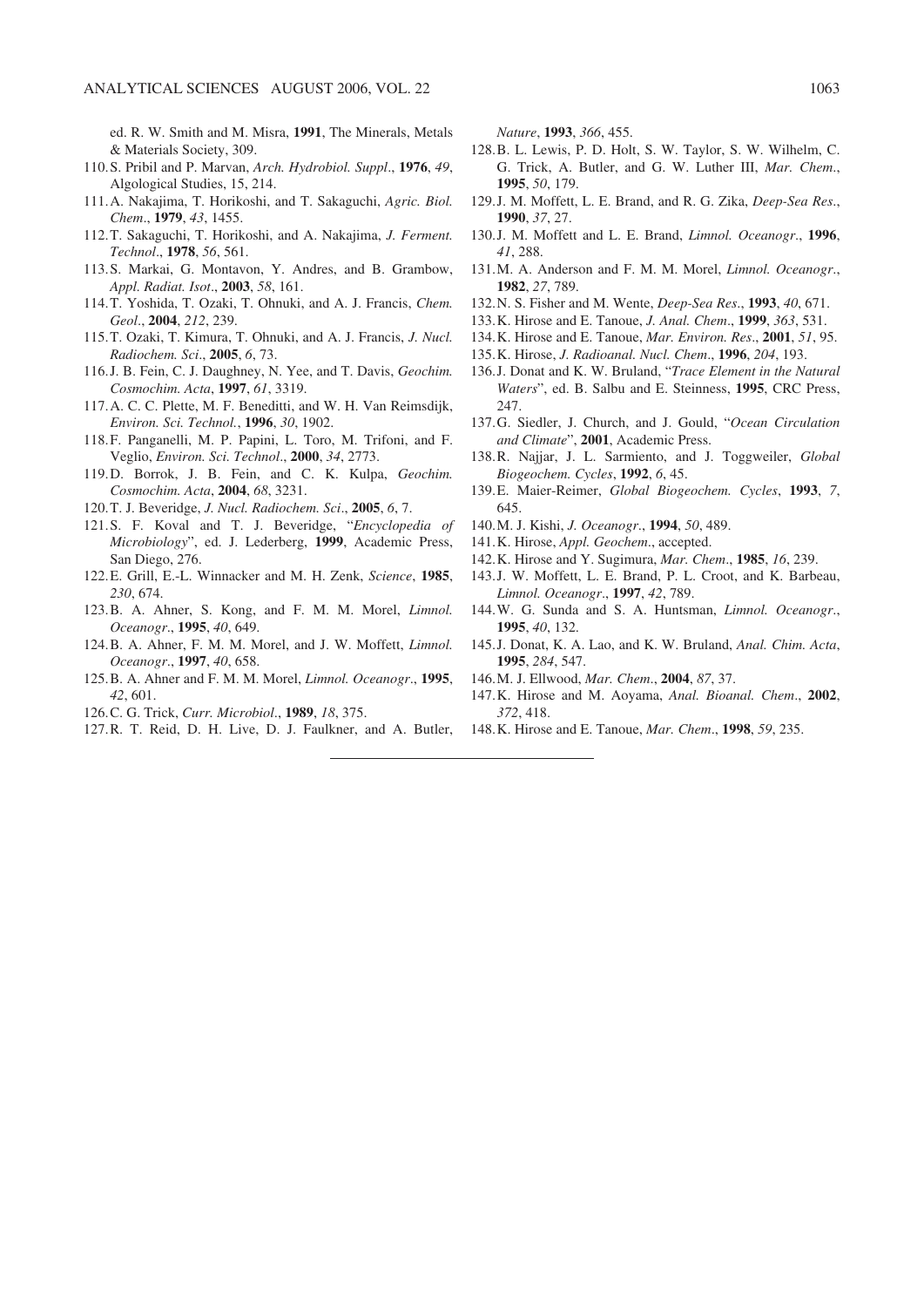ed. R. W. Smith and M. Misra, **1991**, The Minerals, Metals & Materials Society, 309.

110. S. Pribil and P. Marvan, *Arch. Hydrobiol. Suppl*., **1976**, *49*, Algological Studies, 15, 214.
111. A. Nakajima, T. Horikoshi, and T. Sakaguchi, *Agric. Biol. Chem*., **1979**, *43*, 1455.
112. T. Sakaguchi, T. Horikoshi, and A. Nakajima, *J. Ferment. Technol*., **1978**, *56*, 561.
113. S. Markai, G. Montavon, Y. Andres, and B. Grambow, *Appl. Radiat. Isot*., **2003**, *58*, 161.
114. T. Yoshida, T. Ozaki, T. Ohnuki, and A. J. Francis, *Chem. Geol*., **2004**, *212*, 239.
115. T. Ozaki, T. Kimura, T. Ohnuki, and A. J. Francis, *J. Nucl. Radiochem. Sci*., **2005**, *6*, 73.
116. J. B. Fein, C. J. Daughney, N. Yee, and T. Davis, *Geochim. Cosmochim. Acta*, **1997**, *61*, 3319.
117. A. C. C. Plette, M. F. Beneditti, and W. H. Van Reimsdijk, *Environ. Sci. Technol.*, **1996**, *30*, 1902.
118. F. Panganelli, M. P. Papini, L. Toro, M. Trifoni, and F. Veglio, *Environ. Sci. Technol*., **2000**, *34*, 2773.
119. D. Borrok, J. B. Fein, and C. K. Kulpa, *Geochim. Cosmochim. Acta*, **2004**, *68*, 3231.
120. T. J. Beveridge, *J. Nucl. Radiochem. Sci*., **2005**, *6*, 7.
121. S. F. Koval and T. J. Beveridge, "*Encyclopedia of Microbiology*", ed. J. Lederberg, **1999**, Academic Press, San Diego, 276.
122. E. Grill, E.-L. Winnacker and M. H. Zenk, *Science*, **1985**, *230*, 674.
123. B. A. Ahner, S. Kong, and F. M. M. Morel, *Limnol. Oceanogr*., **1995**, *40*, 649.
124. B. A. Ahner, F. M. M. Morel, and J. W. Moffett, *Limnol. Oceanogr*., **1997**, *40*, 658.
125. B. A. Ahner and F. M. M. Morel, *Limnol. Oceanogr*., **1995**, *42*, 601.
126. C. G. Trick, *Curr. Microbiol*., **1989**, *18*, 375.
127. R. T. Reid, D. H. Live, D. J. Faulkner, and A. Butler, *Nature*, **1993**, *366*, 455.
128. B. L. Lewis, P. D. Holt, S. W. Taylor, S. W. Wilhelm, C. G. Trick, A. Butler, and G. W. Luther III, *Mar. Chem*., **1995**, *50*, 179.
129. J. M. Moffett, L. E. Brand, and R. G. Zika, *Deep-Sea Res*., **1990**, *37*, 27.
130. J. M. Moffett and L. E. Brand, *Limnol. Oceanogr*., **1996**, *41*, 288.
131. M. A. Anderson and F. M. M. Morel, *Limnol. Oceanogr*., **1982**, *27*, 789.
132. N. S. Fisher and M. Wente, *Deep-Sea Res*., **1993**, *40*, 671.
133. K. Hirose and E. Tanoue, *J. Anal. Chem*., **1999**, *363*, 531.
134. K. Hirose and E. Tanoue, *Mar. Environ. Res*., **2001**, *51*, 95.
135. K. Hirose, *J. Radioanal. Nucl. Chem*., **1996**, *204*, 193.
136. J. Donat and K. W. Bruland, "*Trace Element in the Natural Waters*", ed. B. Salbu and E. Steinness, **1995**, CRC Press, 247.
137. G. Siedler, J. Church, and J. Gould, "*Ocean Circulation and Climate*", **2001**, Academic Press.
138. R. Najjar, J. L. Sarmiento, and J. Toggweiler, *Global Biogeochem. Cycles*, **1992**, *6*, 45.
139. E. Maier-Reimer, *Global Biogeochem. Cycles*, **1993**, *7*, 645.
140. M. J. Kishi, *J. Oceanogr*., **1994**, *50*, 489.
141. K. Hirose, *Appl. Geochem*., accepted.
142. K. Hirose and Y. Sugimura, *Mar. Chem*., **1985**, *16*, 239.
143. J. W. Moffett, L. E. Brand, P. L. Croot, and K. Barbeau, *Limnol. Oceanogr*., **1997**, *42*, 789.
144. W. G. Sunda and S. A. Huntsman, *Limnol. Oceanogr*., **1995**, *40*, 132.
145. J. Donat, K. A. Lao, and K. W. Bruland, *Anal. Chim. Acta*, **1995**, *284*, 547.
146. M. J. Ellwood, *Mar. Chem*., **2004**, *87*, 37.
147. K. Hirose and M. Aoyama, *Anal. Bioanal. Chem*., **2002**, *372*, 418.
148. K. Hirose and E. Tanoue, *Mar. Chem*., **1998**, *59*, 235.